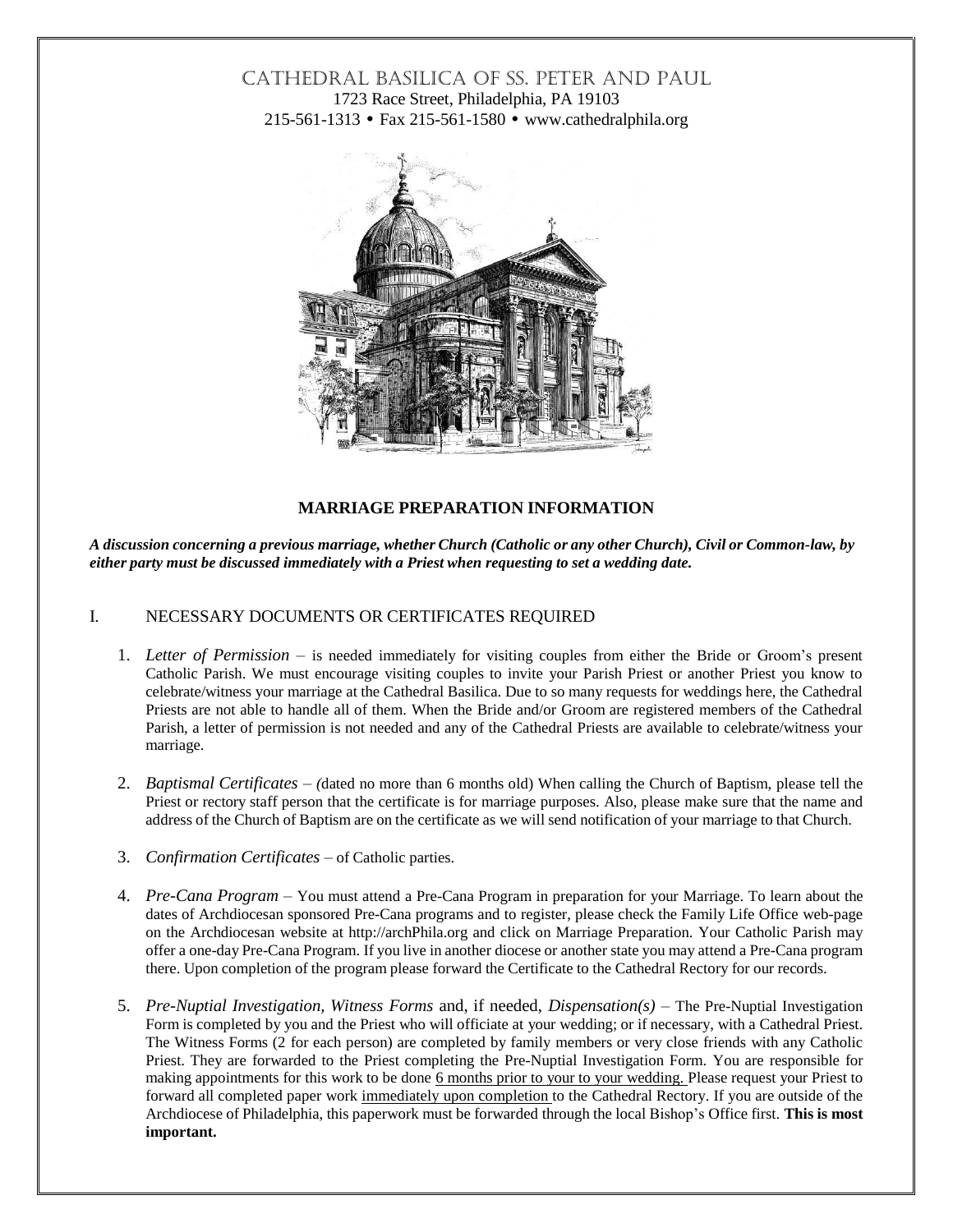# CATHEDRAL BASILICA OF SS. PETER AND PAUL

1723 Race Street, Philadelphia, PA 19103
215-561-1313 • Fax 215-561-1580 • www.cathedralphila.org

## MARRIAGE PREPARATION INFORMATION

***A discussion concerning a previous marriage, whether Church (Catholic or any other Church), Civil or Common-law, by either party must be discussed immediately with a Priest when requesting to set a wedding date.***

### I. NECESSARY DOCUMENTS OR CERTIFICATES REQUIRED

1. *Letter of Permission* – is needed immediately for visiting couples from either the Bride or Groom's present Catholic Parish. We must encourage visiting couples to invite your Parish Priest or another Priest you know to celebrate/witness your marriage at the Cathedral Basilica. Due to so many requests for weddings here, the Cathedral Priests are not able to handle all of them. When the Bride and/or Groom are registered members of the Cathedral Parish, a letter of permission is not needed and any of the Cathedral Priests are available to celebrate/witness your marriage.

2. *Baptismal Certificates* – *(*dated no more than 6 months old) When calling the Church of Baptism, please tell the Priest or rectory staff person that the certificate is for marriage purposes. Also, please make sure that the name and address of the Church of Baptism are on the certificate as we will send notification of your marriage to that Church.

3. *Confirmation Certificates* – of Catholic parties.

4. *Pre-Cana Program* – You must attend a Pre-Cana Program in preparation for your Marriage. To learn about the dates of Archdiocesan sponsored Pre-Cana programs and to register, please check the Family Life Office web-page on the Archdiocesan website at http://archPhila.org and click on Marriage Preparation. Your Catholic Parish may offer a one-day Pre-Cana Program. If you live in another diocese or another state you may attend a Pre-Cana program there. Upon completion of the program please forward the Certificate to the Cathedral Rectory for our records.

5. *Pre-Nuptial Investigation, Witness Forms* and, if needed, *Dispensation(s)* – The Pre-Nuptial Investigation Form is completed by you and the Priest who will officiate at your wedding; or if necessary, with a Cathedral Priest. The Witness Forms (2 for each person) are completed by family members or very close friends with any Catholic Priest. They are forwarded to the Priest completing the Pre-Nuptial Investigation Form. You are responsible for making appointments for this work to be done <u>6 months prior to your to your wedding.</u> Please request your Priest to forward all completed paper work <u>immediately upon completion</u> to the Cathedral Rectory. If you are outside of the Archdiocese of Philadelphia, this paperwork must be forwarded through the local Bishop's Office first. **This is most important.**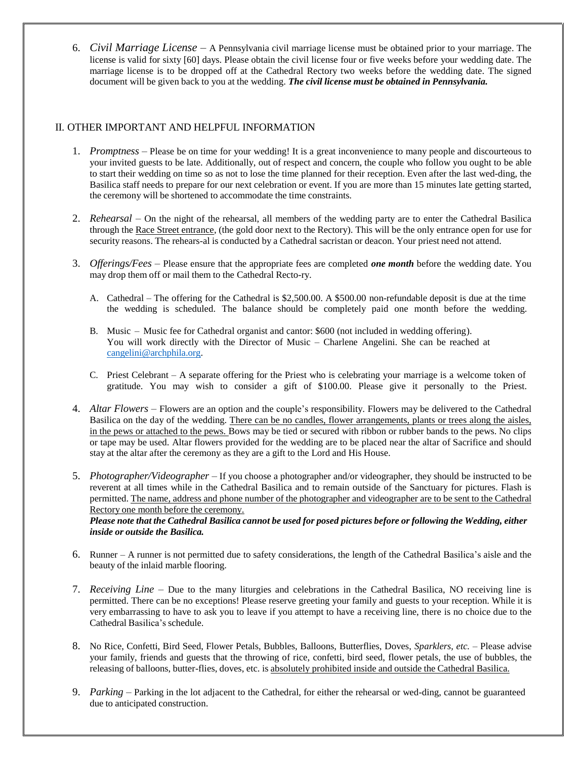6. *Civil Marriage License* – A Pennsylvania civil marriage license must be obtained prior to your marriage. The license is valid for sixty [60] days. Please obtain the civil license four or five weeks before your wedding date. The marriage license is to be dropped off at the Cathedral Rectory two weeks before the wedding date. The signed document will be given back to you at the wedding. ***The civil license must be obtained in Pennsylvania.***

## II. OTHER IMPORTANT AND HELPFUL INFORMATION

1. *Promptness* – Please be on time for your wedding! It is a great inconvenience to many people and discourteous to your invited guests to be late. Additionally, out of respect and concern, the couple who follow you ought to be able to start their wedding on time so as not to lose the time planned for their reception. Even after the last wed-ding, the Basilica staff needs to prepare for our next celebration or event. If you are more than 15 minutes late getting started, the ceremony will be shortened to accommodate the time constraints.

2. *Rehearsal* – On the night of the rehearsal, all members of the wedding party are to enter the Cathedral Basilica through the Race Street entrance, (the gold door next to the Rectory). This will be the only entrance open for use for security reasons. The rehears-al is conducted by a Cathedral sacristan or deacon. Your priest need not attend.

3. *Offerings/Fees* – Please ensure that the appropriate fees are completed ***one month*** before the wedding date. You may drop them off or mail them to the Cathedral Recto-ry.

   A. Cathedral – The offering for the Cathedral is $2,500.00. A $500.00 non-refundable deposit is due at the time the wedding is scheduled. The balance should be completely paid one month before the wedding.

   B. Music – Music fee for Cathedral organist and cantor: $600 (not included in wedding offering). You will work directly with the Director of Music – Charlene Angelini. She can be reached at cangelini@archphila.org.

   C. Priest Celebrant – A separate offering for the Priest who is celebrating your marriage is a welcome token of gratitude. You may wish to consider a gift of $100.00. Please give it personally to the Priest.

4. *Altar Flowers* – Flowers are an option and the couple's responsibility. Flowers may be delivered to the Cathedral Basilica on the day of the wedding. There can be no candles, flower arrangements, plants or trees along the aisles, in the pews or attached to the pews. Bows may be tied or secured with ribbon or rubber bands to the pews. No clips or tape may be used. Altar flowers provided for the wedding are to be placed near the altar of Sacrifice and should stay at the altar after the ceremony as they are a gift to the Lord and His House.

5. *Photographer/Videographer* – If you choose a photographer and/or videographer, they should be instructed to be reverent at all times while in the Cathedral Basilica and to remain outside of the Sanctuary for pictures. Flash is permitted. The name, address and phone number of the photographer and videographer are to be sent to the Cathedral Rectory one month before the ceremony.
   ***Please note that the Cathedral Basilica cannot be used for posed pictures before or following the Wedding, either inside or outside the Basilica.***

6. Runner – A runner is not permitted due to safety considerations, the length of the Cathedral Basilica's aisle and the beauty of the inlaid marble flooring.

7. *Receiving Line* – Due to the many liturgies and celebrations in the Cathedral Basilica, NO receiving line is permitted. There can be no exceptions! Please reserve greeting your family and guests to your reception. While it is very embarrassing to have to ask you to leave if you attempt to have a receiving line, there is no choice due to the Cathedral Basilica's schedule.

8. No Rice, Confetti, Bird Seed, Flower Petals, Bubbles, Balloons, Butterflies, Doves, *Sparklers, etc.* – Please advise your family, friends and guests that the throwing of rice, confetti, bird seed, flower petals, the use of bubbles, the releasing of balloons, butter-flies, doves, etc. is absolutely prohibited inside and outside the Cathedral Basilica.

9. *Parking* – Parking in the lot adjacent to the Cathedral, for either the rehearsal or wed-ding, cannot be guaranteed due to anticipated construction.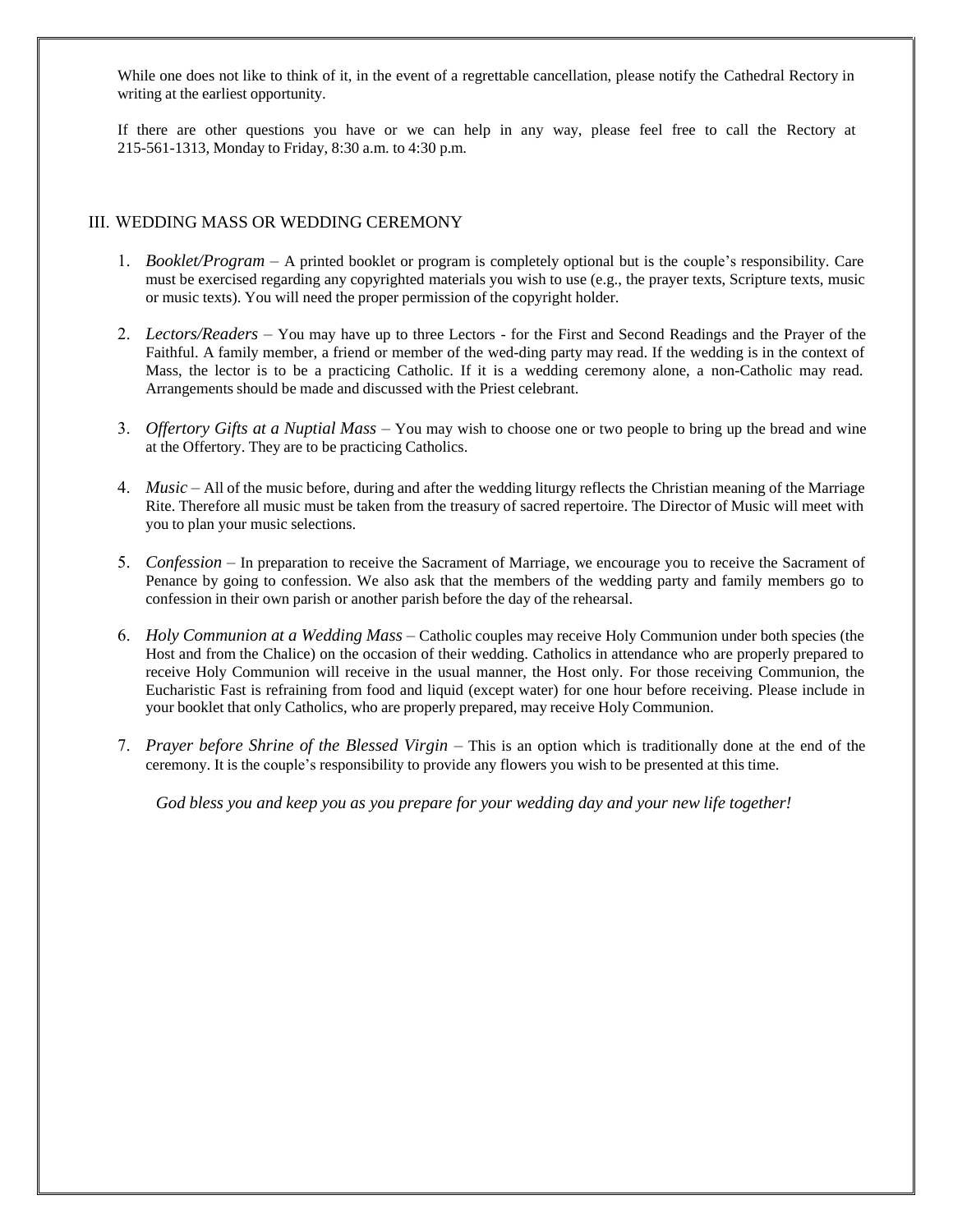While one does not like to think of it, in the event of a regrettable cancellation, please notify the Cathedral Rectory in writing at the earliest opportunity.

If there are other questions you have or we can help in any way, please feel free to call the Rectory at 215-561-1313, Monday to Friday, 8:30 a.m. to 4:30 p.m.

## III. WEDDING MASS OR WEDDING CEREMONY

1. *Booklet/Program* – A printed booklet or program is completely optional but is the couple's responsibility. Care must be exercised regarding any copyrighted materials you wish to use (e.g., the prayer texts, Scripture texts, music or music texts). You will need the proper permission of the copyright holder.

2. *Lectors/Readers* – You may have up to three Lectors - for the First and Second Readings and the Prayer of the Faithful. A family member, a friend or member of the wed-ding party may read. If the wedding is in the context of Mass, the lector is to be a practicing Catholic. If it is a wedding ceremony alone, a non-Catholic may read. Arrangements should be made and discussed with the Priest celebrant.

3. *Offertory Gifts at a Nuptial Mass* – You may wish to choose one or two people to bring up the bread and wine at the Offertory. They are to be practicing Catholics.

4. *Music* – All of the music before, during and after the wedding liturgy reflects the Christian meaning of the Marriage Rite. Therefore all music must be taken from the treasury of sacred repertoire. The Director of Music will meet with you to plan your music selections.

5. *Confession* – In preparation to receive the Sacrament of Marriage, we encourage you to receive the Sacrament of Penance by going to confession. We also ask that the members of the wedding party and family members go to confession in their own parish or another parish before the day of the rehearsal.

6. *Holy Communion at a Wedding Mass* – Catholic couples may receive Holy Communion under both species (the Host and from the Chalice) on the occasion of their wedding. Catholics in attendance who are properly prepared to receive Holy Communion will receive in the usual manner, the Host only. For those receiving Communion, the Eucharistic Fast is refraining from food and liquid (except water) for one hour before receiving. Please include in your booklet that only Catholics, who are properly prepared, may receive Holy Communion.

7. *Prayer before Shrine of the Blessed Virgin* – This is an option which is traditionally done at the end of the ceremony. It is the couple's responsibility to provide any flowers you wish to be presented at this time.

*God bless you and keep you as you prepare for your wedding day and your new life together!*